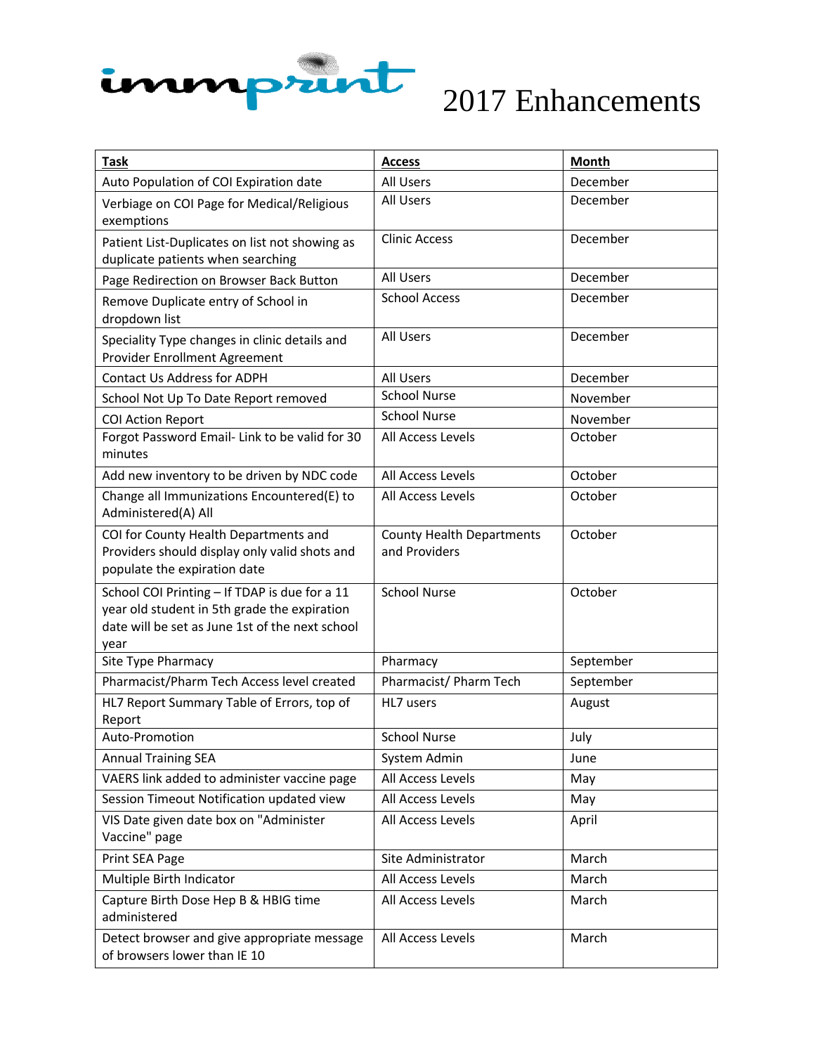# immprint 2017 Enhancements

| Task | Access | Month |
| --- | --- | --- |
| Auto Population of COI Expiration date | All Users | December |
| Verbiage on COI Page for Medical/Religious exemptions | All Users | December |
| Patient List-Duplicates on list not showing as duplicate patients when searching | Clinic Access | December |
| Page Redirection on Browser Back Button | All Users | December |
| Remove Duplicate entry of School in dropdown list | School Access | December |
| Speciality Type changes in clinic details and Provider Enrollment Agreement | All Users | December |
| Contact Us Address for ADPH | All Users | December |
| School Not Up To Date Report removed | School Nurse | November |
| COI Action Report | School Nurse | November |
| Forgot Password Email- Link to be valid for 30 minutes | All Access Levels | October |
| Add new inventory to be driven by NDC code | All Access Levels | October |
| Change all Immunizations Encountered(E) to Administered(A) All | All Access Levels | October |
| COI for County Health Departments and Providers should display only valid shots and populate the expiration date | County Health Departments and Providers | October |
| School COI Printing – If TDAP is due for a 11 year old student in 5th grade the expiration date will be set as June 1st of the next school year | School Nurse | October |
| Site Type Pharmacy | Pharmacy | September |
| Pharmacist/Pharm Tech Access level created | Pharmacist/ Pharm Tech | September |
| HL7 Report Summary Table of Errors, top of Report | HL7 users | August |
| Auto-Promotion | School Nurse | July |
| Annual Training SEA | System Admin | June |
| VAERS link added to administer vaccine page | All Access Levels | May |
| Session Timeout Notification updated view | All Access Levels | May |
| VIS Date given date box on "Administer Vaccine" page | All Access Levels | April |
| Print SEA Page | Site Administrator | March |
| Multiple Birth Indicator | All Access Levels | March |
| Capture Birth Dose Hep B & HBIG time administered | All Access Levels | March |
| Detect browser and give appropriate message of browsers lower than IE 10 | All Access Levels | March |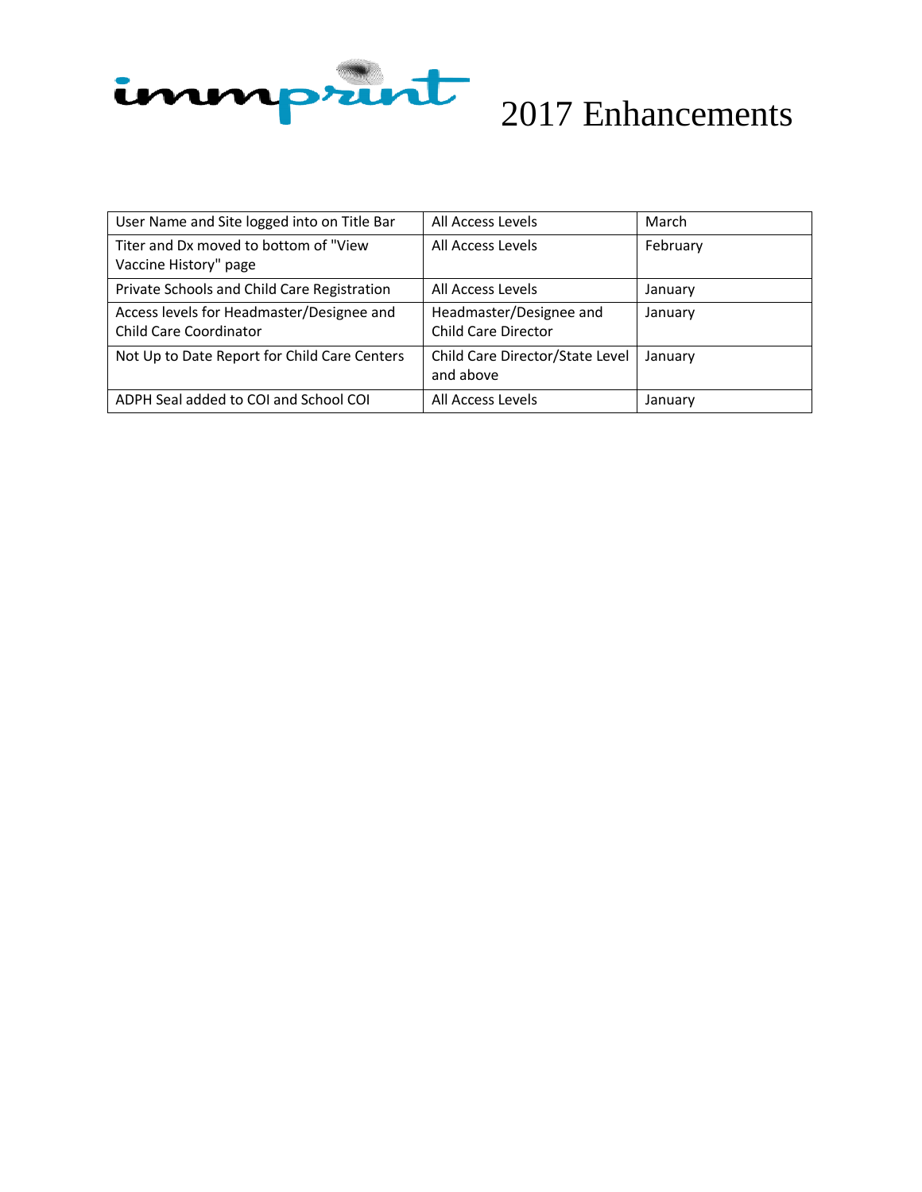# immprint 2017 Enhancements

| | | |
|---|---|---|
| User Name and Site logged into on Title Bar | All Access Levels | March |
| Titer and Dx moved to bottom of "View Vaccine History" page | All Access Levels | February |
| Private Schools and Child Care Registration | All Access Levels | January |
| Access levels for Headmaster/Designee and Child Care Coordinator | Headmaster/Designee and Child Care Director | January |
| Not Up to Date Report for Child Care Centers | Child Care Director/State Level and above | January |
| ADPH Seal added to COI and School COI | All Access Levels | January |